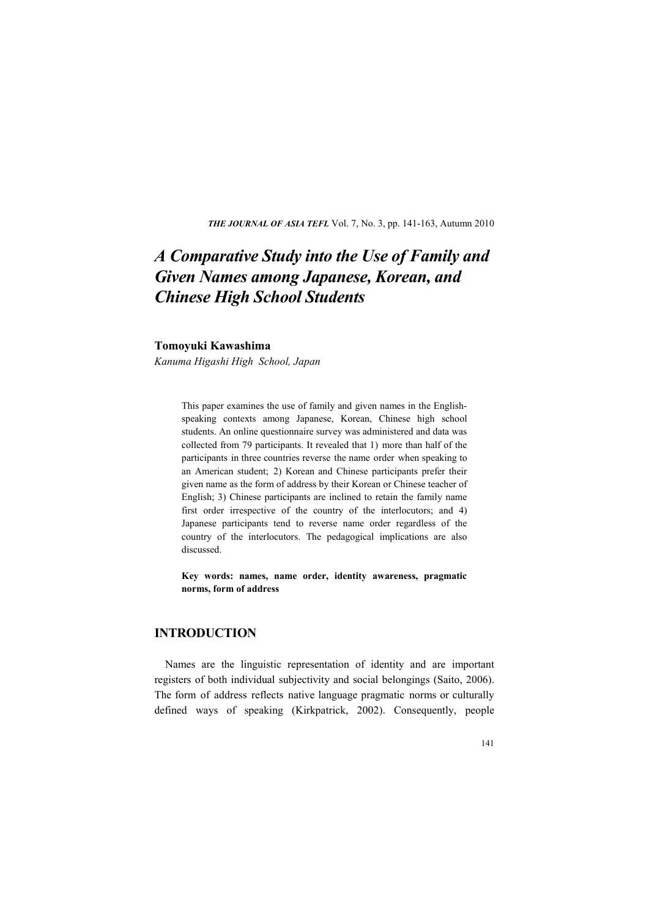# *A Comparative Study into the Use of Family and Given Names among Japanese, Korean, and Chinese High School Students*

**Tomoyuki Kawashima**

*Kanuma Higashi High School, Japan*

This paper examines the use of family and given names in the English-speaking contexts among Japanese, Korean, Chinese high school students. An online questionnaire survey was administered and data was collected from 79 participants. It revealed that 1) more than half of the participants in three countries reverse the name order when speaking to an American student; 2) Korean and Chinese participants prefer their given name as the form of address by their Korean or Chinese teacher of English; 3) Chinese participants are inclined to retain the family name first order irrespective of the country of the interlocutors; and 4) Japanese participants tend to reverse name order regardless of the country of the interlocutors. The pedagogical implications are also discussed.

**Key words: names, name order, identity awareness, pragmatic norms, form of address**

## INTRODUCTION

Names are the linguistic representation of identity and are important registers of both individual subjectivity and social belongings (Saito, 2006). The form of address reflects native language pragmatic norms or culturally defined ways of speaking (Kirkpatrick, 2002). Consequently, people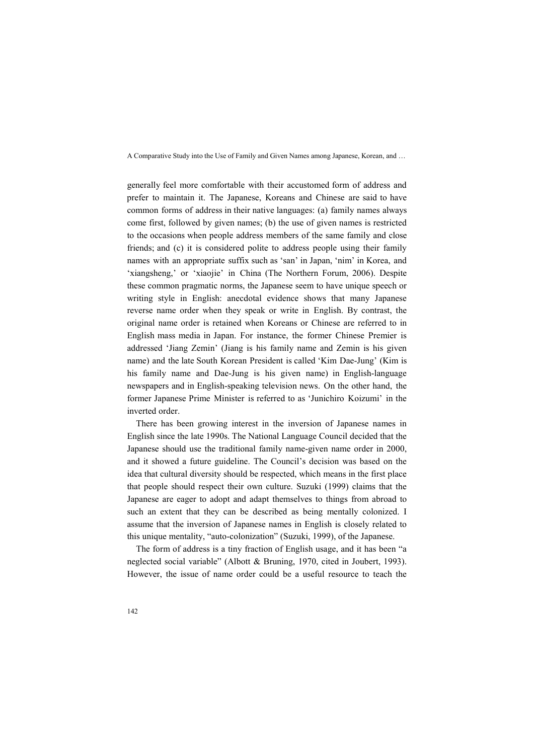generally feel more comfortable with their accustomed form of address and prefer to maintain it. The Japanese, Koreans and Chinese are said to have common forms of address in their native languages: (a) family names always come first, followed by given names; (b) the use of given names is restricted to the occasions when people address members of the same family and close friends; and (c) it is considered polite to address people using their family names with an appropriate suffix such as 'san' in Japan, 'nim' in Korea, and 'xiangsheng,' or 'xiaojie' in China (The Northern Forum, 2006). Despite these common pragmatic norms, the Japanese seem to have unique speech or writing style in English: anecdotal evidence shows that many Japanese reverse name order when they speak or write in English. By contrast, the original name order is retained when Koreans or Chinese are referred to in English mass media in Japan. For instance, the former Chinese Premier is addressed 'Jiang Zemin' (Jiang is his family name and Zemin is his given name) and the late South Korean President is called 'Kim Dae-Jung' (Kim is his family name and Dae-Jung is his given name) in English-language newspapers and in English-speaking television news. On the other hand, the former Japanese Prime Minister is referred to as 'Junichiro Koizumi' in the inverted order.

There has been growing interest in the inversion of Japanese names in English since the late 1990s. The National Language Council decided that the Japanese should use the traditional family name-given name order in 2000, and it showed a future guideline. The Council's decision was based on the idea that cultural diversity should be respected, which means in the first place that people should respect their own culture. Suzuki (1999) claims that the Japanese are eager to adopt and adapt themselves to things from abroad to such an extent that they can be described as being mentally colonized. I assume that the inversion of Japanese names in English is closely related to this unique mentality, "auto-colonization" (Suzuki, 1999), of the Japanese.

The form of address is a tiny fraction of English usage, and it has been "a neglected social variable" (Albott & Bruning, 1970, cited in Joubert, 1993). However, the issue of name order could be a useful resource to teach the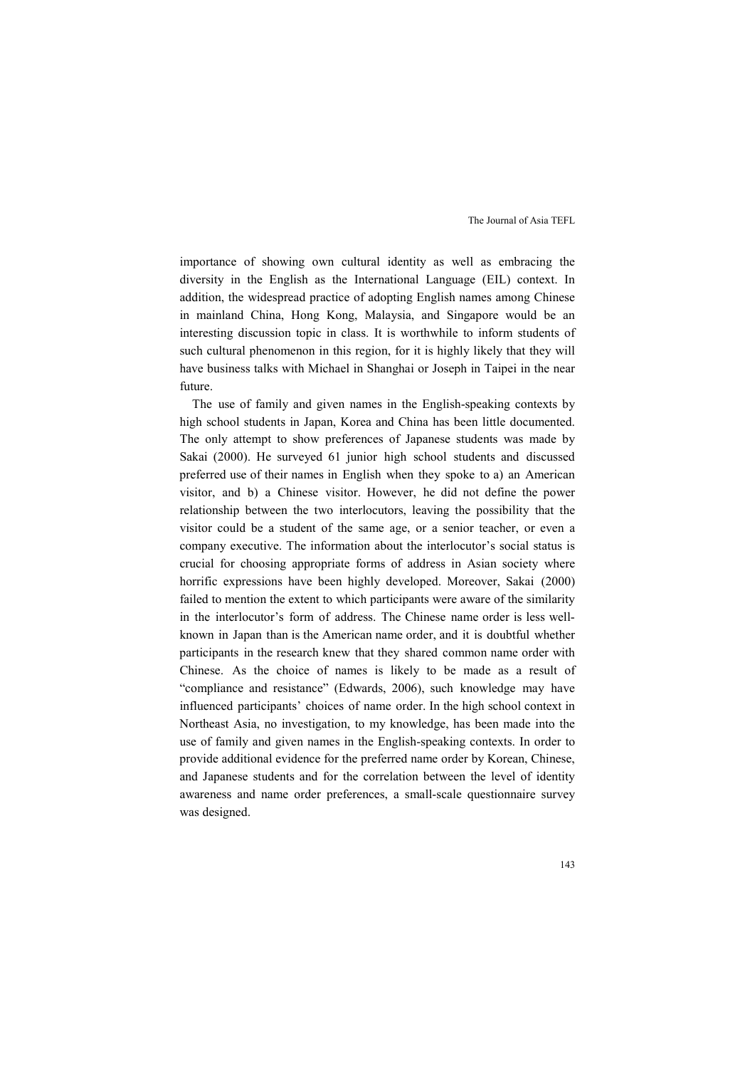importance of showing own cultural identity as well as embracing the diversity in the English as the International Language (EIL) context. In addition, the widespread practice of adopting English names among Chinese in mainland China, Hong Kong, Malaysia, and Singapore would be an interesting discussion topic in class. It is worthwhile to inform students of such cultural phenomenon in this region, for it is highly likely that they will have business talks with Michael in Shanghai or Joseph in Taipei in the near future.

The use of family and given names in the English-speaking contexts by high school students in Japan, Korea and China has been little documented. The only attempt to show preferences of Japanese students was made by Sakai (2000). He surveyed 61 junior high school students and discussed preferred use of their names in English when they spoke to a) an American visitor, and b) a Chinese visitor. However, he did not define the power relationship between the two interlocutors, leaving the possibility that the visitor could be a student of the same age, or a senior teacher, or even a company executive. The information about the interlocutor's social status is crucial for choosing appropriate forms of address in Asian society where horrific expressions have been highly developed. Moreover, Sakai (2000) failed to mention the extent to which participants were aware of the similarity in the interlocutor's form of address. The Chinese name order is less well-known in Japan than is the American name order, and it is doubtful whether participants in the research knew that they shared common name order with Chinese. As the choice of names is likely to be made as a result of "compliance and resistance" (Edwards, 2006), such knowledge may have influenced participants' choices of name order. In the high school context in Northeast Asia, no investigation, to my knowledge, has been made into the use of family and given names in the English-speaking contexts. In order to provide additional evidence for the preferred name order by Korean, Chinese, and Japanese students and for the correlation between the level of identity awareness and name order preferences, a small-scale questionnaire survey was designed.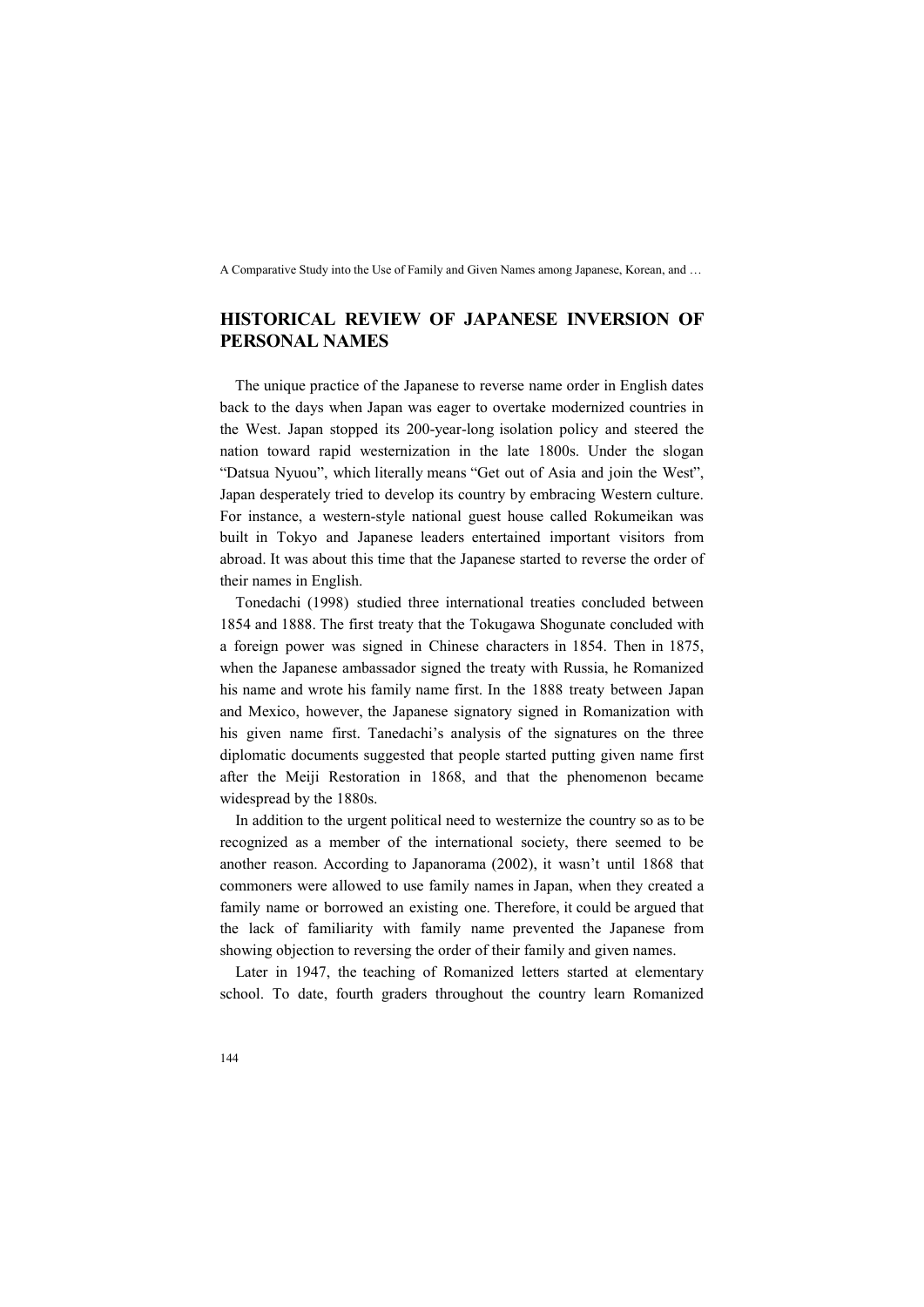## HISTORICAL REVIEW OF JAPANESE INVERSION OF PERSONAL NAMES

The unique practice of the Japanese to reverse name order in English dates back to the days when Japan was eager to overtake modernized countries in the West. Japan stopped its 200-year-long isolation policy and steered the nation toward rapid westernization in the late 1800s. Under the slogan "Datsua Nyuou", which literally means "Get out of Asia and join the West", Japan desperately tried to develop its country by embracing Western culture. For instance, a western-style national guest house called Rokumeikan was built in Tokyo and Japanese leaders entertained important visitors from abroad. It was about this time that the Japanese started to reverse the order of their names in English.

Tonedachi (1998) studied three international treaties concluded between 1854 and 1888. The first treaty that the Tokugawa Shogunate concluded with a foreign power was signed in Chinese characters in 1854. Then in 1875, when the Japanese ambassador signed the treaty with Russia, he Romanized his name and wrote his family name first. In the 1888 treaty between Japan and Mexico, however, the Japanese signatory signed in Romanization with his given name first. Tanedachi's analysis of the signatures on the three diplomatic documents suggested that people started putting given name first after the Meiji Restoration in 1868, and that the phenomenon became widespread by the 1880s.

In addition to the urgent political need to westernize the country so as to be recognized as a member of the international society, there seemed to be another reason. According to Japanorama (2002), it wasn't until 1868 that commoners were allowed to use family names in Japan, when they created a family name or borrowed an existing one. Therefore, it could be argued that the lack of familiarity with family name prevented the Japanese from showing objection to reversing the order of their family and given names.

Later in 1947, the teaching of Romanized letters started at elementary school. To date, fourth graders throughout the country learn Romanized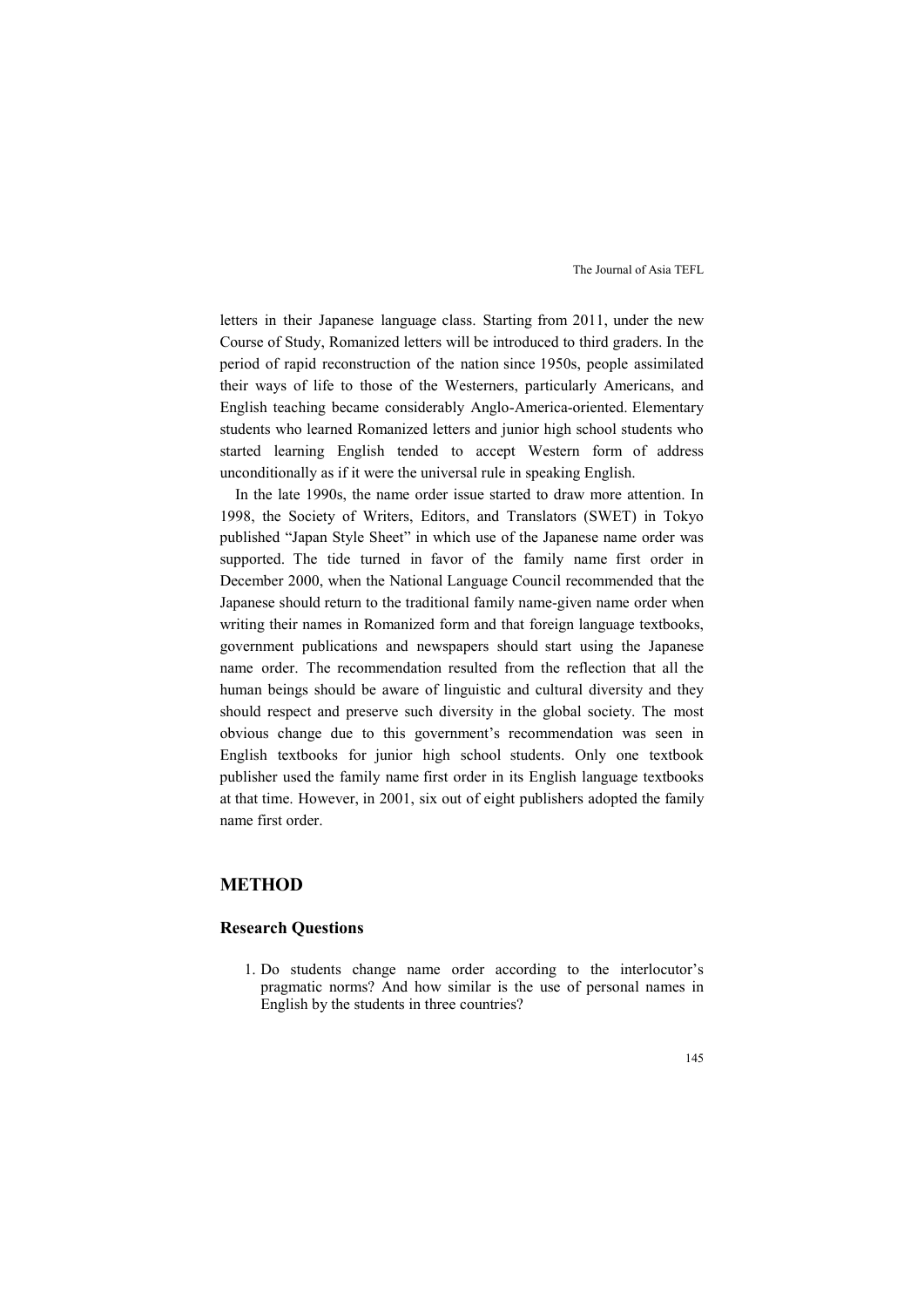letters in their Japanese language class. Starting from 2011, under the new Course of Study, Romanized letters will be introduced to third graders. In the period of rapid reconstruction of the nation since 1950s, people assimilated their ways of life to those of the Westerners, particularly Americans, and English teaching became considerably Anglo-America-oriented. Elementary students who learned Romanized letters and junior high school students who started learning English tended to accept Western form of address unconditionally as if it were the universal rule in speaking English.

In the late 1990s, the name order issue started to draw more attention. In 1998, the Society of Writers, Editors, and Translators (SWET) in Tokyo published "Japan Style Sheet" in which use of the Japanese name order was supported. The tide turned in favor of the family name first order in December 2000, when the National Language Council recommended that the Japanese should return to the traditional family name-given name order when writing their names in Romanized form and that foreign language textbooks, government publications and newspapers should start using the Japanese name order. The recommendation resulted from the reflection that all the human beings should be aware of linguistic and cultural diversity and they should respect and preserve such diversity in the global society. The most obvious change due to this government's recommendation was seen in English textbooks for junior high school students. Only one textbook publisher used the family name first order in its English language textbooks at that time. However, in 2001, six out of eight publishers adopted the family name first order.

## METHOD

### Research Questions

1. Do students change name order according to the interlocutor's pragmatic norms? And how similar is the use of personal names in English by the students in three countries?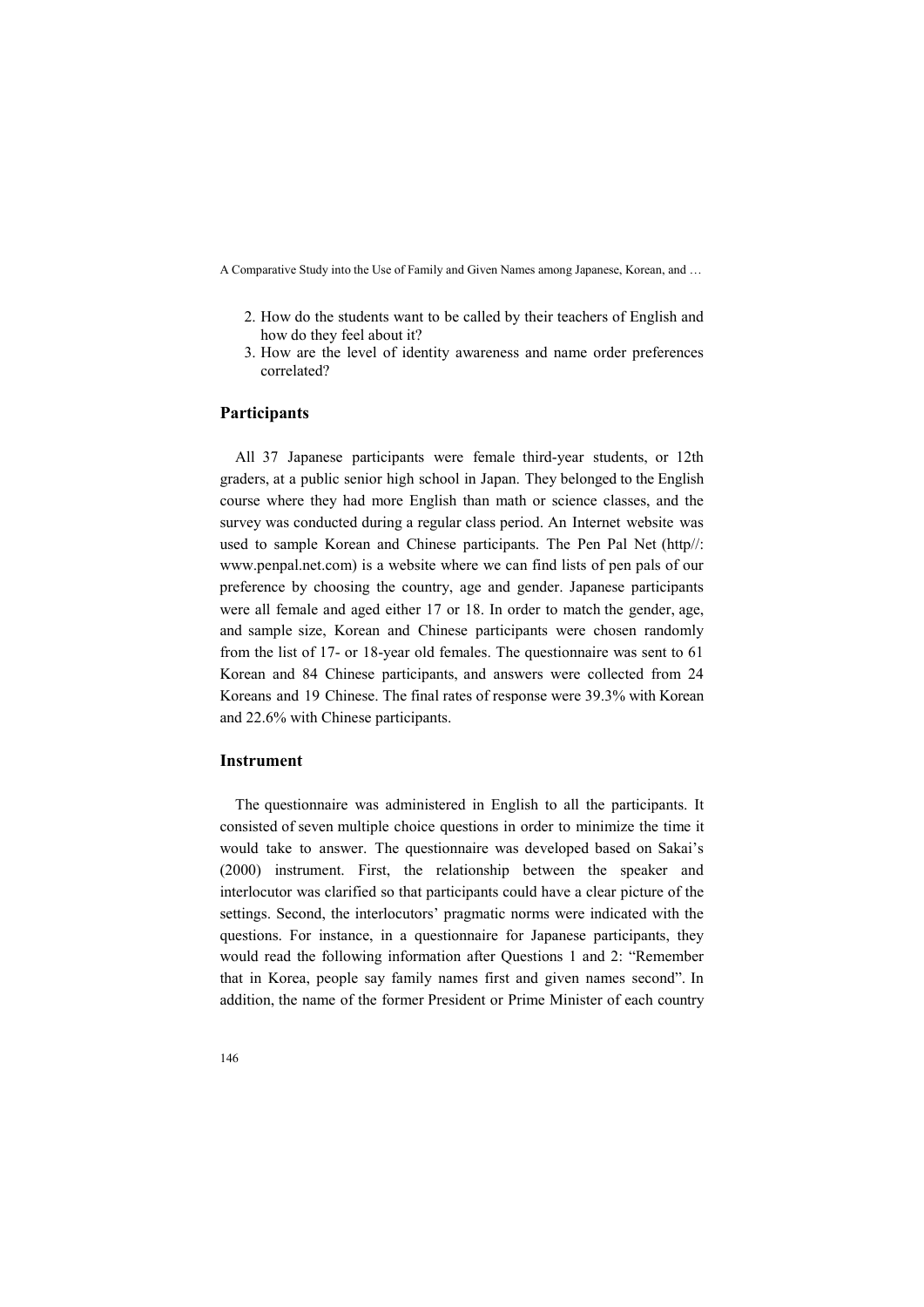2. How do the students want to be called by their teachers of English and how do they feel about it?
3. How are the level of identity awareness and name order preferences correlated?

## Participants

All 37 Japanese participants were female third-year students, or 12th graders, at a public senior high school in Japan. They belonged to the English course where they had more English than math or science classes, and the survey was conducted during a regular class period. An Internet website was used to sample Korean and Chinese participants. The Pen Pal Net (http//: www.penpal.net.com) is a website where we can find lists of pen pals of our preference by choosing the country, age and gender. Japanese participants were all female and aged either 17 or 18. In order to match the gender, age, and sample size, Korean and Chinese participants were chosen randomly from the list of 17- or 18-year old females. The questionnaire was sent to 61 Korean and 84 Chinese participants, and answers were collected from 24 Koreans and 19 Chinese. The final rates of response were 39.3% with Korean and 22.6% with Chinese participants.

## Instrument

The questionnaire was administered in English to all the participants. It consisted of seven multiple choice questions in order to minimize the time it would take to answer. The questionnaire was developed based on Sakai's (2000) instrument. First, the relationship between the speaker and interlocutor was clarified so that participants could have a clear picture of the settings. Second, the interlocutors' pragmatic norms were indicated with the questions. For instance, in a questionnaire for Japanese participants, they would read the following information after Questions 1 and 2: "Remember that in Korea, people say family names first and given names second". In addition, the name of the former President or Prime Minister of each country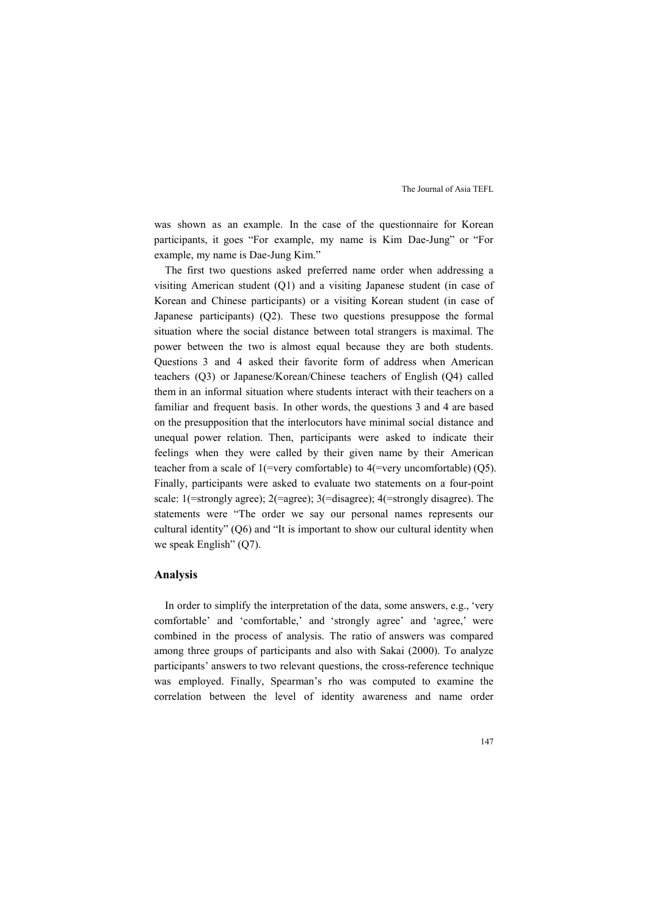was shown as an example. In the case of the questionnaire for Korean participants, it goes "For example, my name is Kim Dae-Jung" or "For example, my name is Dae-Jung Kim."

The first two questions asked preferred name order when addressing a visiting American student (Q1) and a visiting Japanese student (in case of Korean and Chinese participants) or a visiting Korean student (in case of Japanese participants) (Q2). These two questions presuppose the formal situation where the social distance between total strangers is maximal. The power between the two is almost equal because they are both students. Questions 3 and 4 asked their favorite form of address when American teachers (Q3) or Japanese/Korean/Chinese teachers of English (Q4) called them in an informal situation where students interact with their teachers on a familiar and frequent basis. In other words, the questions 3 and 4 are based on the presupposition that the interlocutors have minimal social distance and unequal power relation. Then, participants were asked to indicate their feelings when they were called by their given name by their American teacher from a scale of 1(=very comfortable) to 4(=very uncomfortable) (Q5). Finally, participants were asked to evaluate two statements on a four-point scale: 1(=strongly agree); 2(=agree); 3(=disagree); 4(=strongly disagree). The statements were "The order we say our personal names represents our cultural identity" (Q6) and "It is important to show our cultural identity when we speak English" (Q7).

## Analysis

In order to simplify the interpretation of the data, some answers, e.g., 'very comfortable' and 'comfortable,' and 'strongly agree' and 'agree,' were combined in the process of analysis. The ratio of answers was compared among three groups of participants and also with Sakai (2000). To analyze participants' answers to two relevant questions, the cross-reference technique was employed. Finally, Spearman's rho was computed to examine the correlation between the level of identity awareness and name order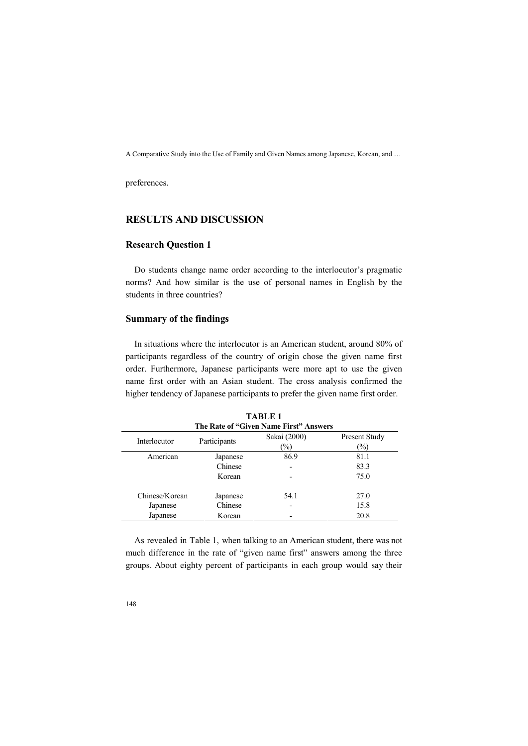preferences.

## RESULTS AND DISCUSSION

### Research Question 1

Do students change name order according to the interlocutor's pragmatic norms? And how similar is the use of personal names in English by the students in three countries?

### Summary of the findings

In situations where the interlocutor is an American student, around 80% of participants regardless of the country of origin chose the given name first order. Furthermore, Japanese participants were more apt to use the given name first order with an Asian student. The cross analysis confirmed the higher tendency of Japanese participants to prefer the given name first order.

**TABLE 1**
**The Rate of "Given Name First" Answers**

| Interlocutor | Participants | Sakai (2000) (%) | Present Study (%) |
|---|---|---|---|
| American | Japanese | 86.9 | 81.1 |
| | Chinese | - | 83.3 |
| | Korean | - | 75.0 |
| Chinese/Korean | Japanese | 54.1 | 27.0 |
| Japanese | Chinese | - | 15.8 |
| Japanese | Korean | - | 20.8 |

As revealed in Table 1, when talking to an American student, there was not much difference in the rate of "given name first" answers among the three groups. About eighty percent of participants in each group would say their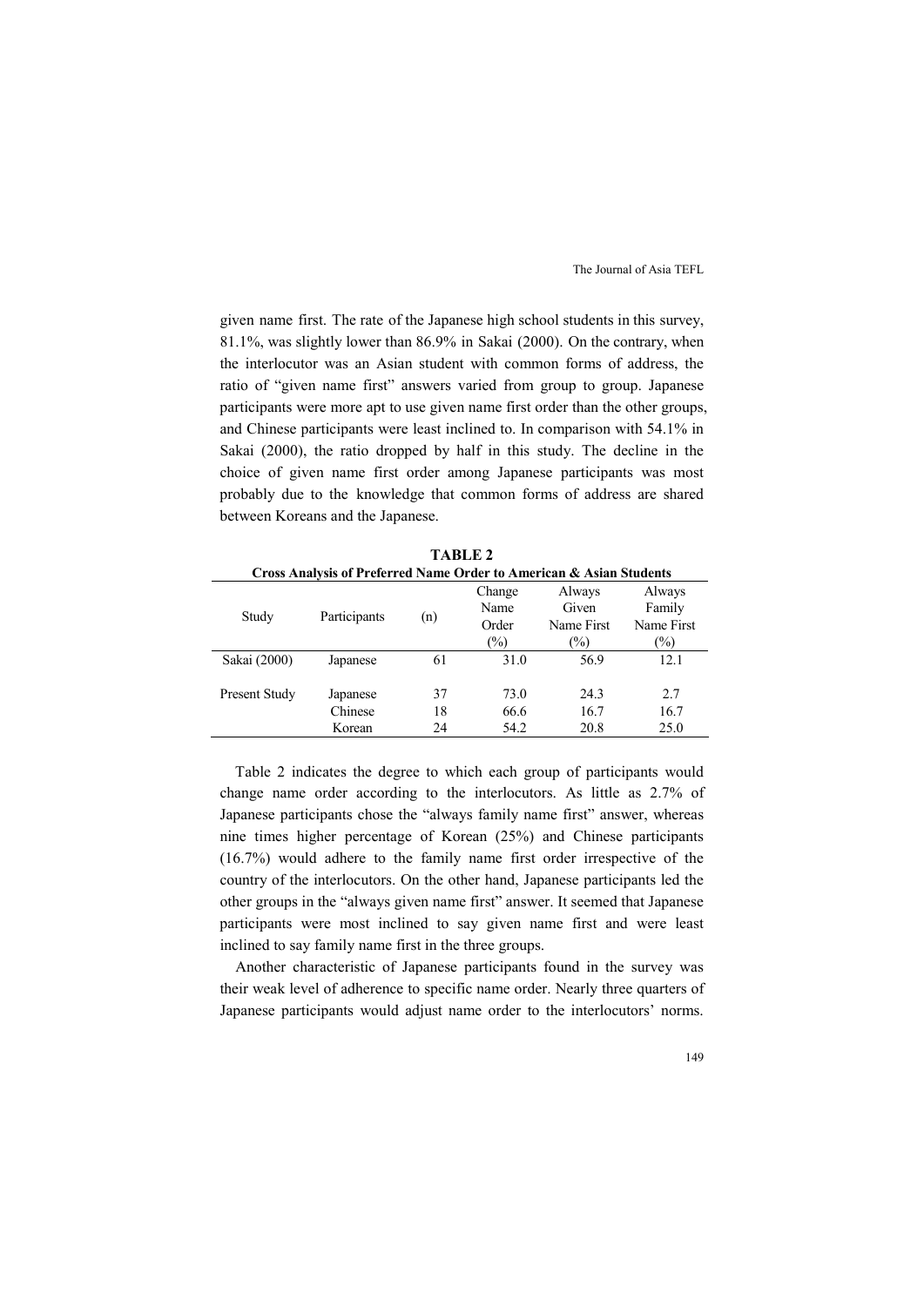given name first. The rate of the Japanese high school students in this survey, 81.1%, was slightly lower than 86.9% in Sakai (2000). On the contrary, when the interlocutor was an Asian student with common forms of address, the ratio of "given name first" answers varied from group to group. Japanese participants were more apt to use given name first order than the other groups, and Chinese participants were least inclined to. In comparison with 54.1% in Sakai (2000), the ratio dropped by half in this study. The decline in the choice of given name first order among Japanese participants was most probably due to the knowledge that common forms of address are shared between Koreans and the Japanese.

**TABLE 2**
**Cross Analysis of Preferred Name Order to American & Asian Students**

| Study | Participants | (n) | Change Name Order (%) | Always Given Name First (%) | Always Family Name First (%) |
|---|---|---|---|---|---|
| Sakai (2000) | Japanese | 61 | 31.0 | 56.9 | 12.1 |
| Present Study | Japanese | 37 | 73.0 | 24.3 | 2.7 |
| | Chinese | 18 | 66.6 | 16.7 | 16.7 |
| | Korean | 24 | 54.2 | 20.8 | 25.0 |

Table 2 indicates the degree to which each group of participants would change name order according to the interlocutors. As little as 2.7% of Japanese participants chose the "always family name first" answer, whereas nine times higher percentage of Korean (25%) and Chinese participants (16.7%) would adhere to the family name first order irrespective of the country of the interlocutors. On the other hand, Japanese participants led the other groups in the "always given name first" answer. It seemed that Japanese participants were most inclined to say given name first and were least inclined to say family name first in the three groups.

Another characteristic of Japanese participants found in the survey was their weak level of adherence to specific name order. Nearly three quarters of Japanese participants would adjust name order to the interlocutors' norms.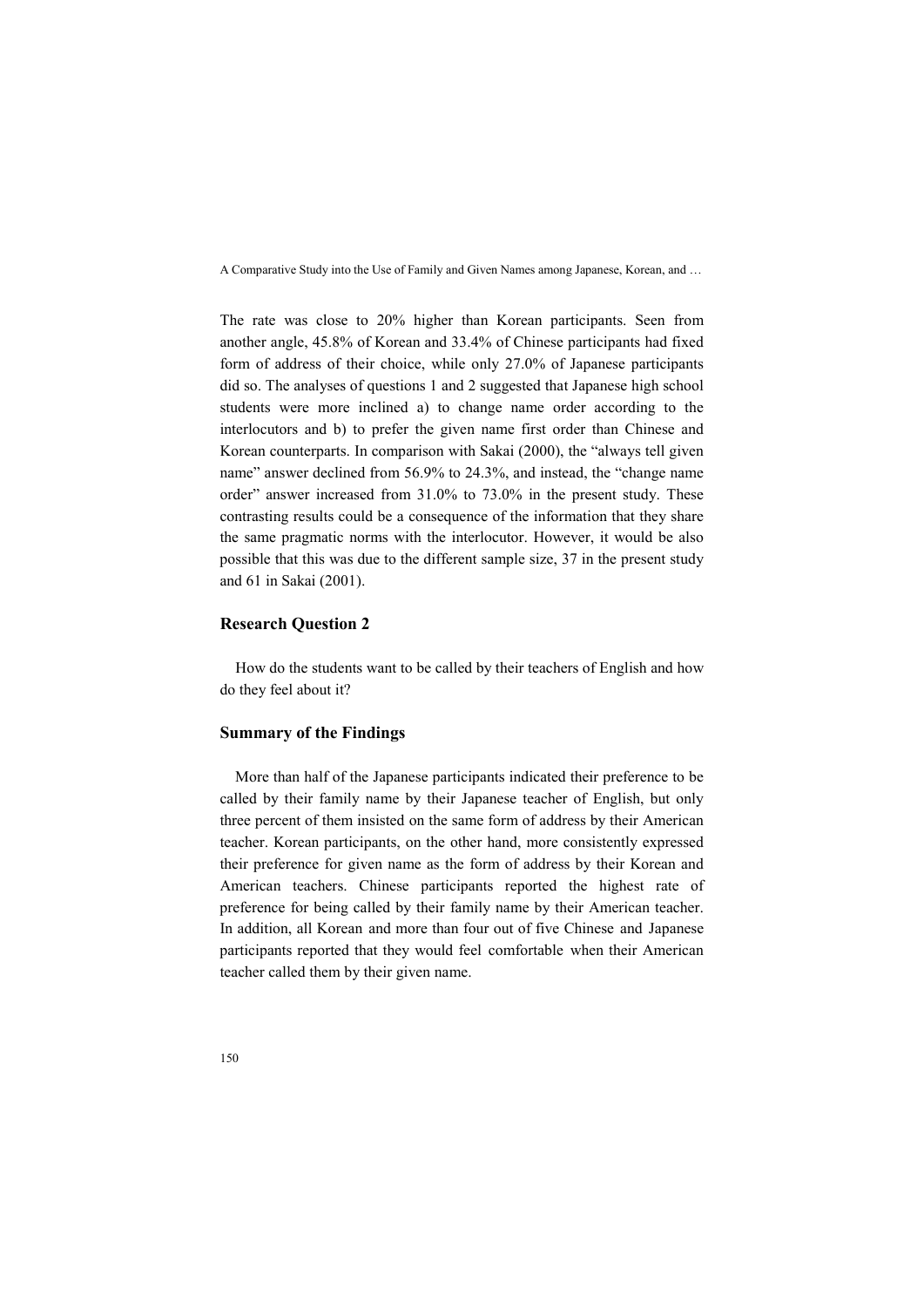The rate was close to 20% higher than Korean participants. Seen from another angle, 45.8% of Korean and 33.4% of Chinese participants had fixed form of address of their choice, while only 27.0% of Japanese participants did so. The analyses of questions 1 and 2 suggested that Japanese high school students were more inclined a) to change name order according to the interlocutors and b) to prefer the given name first order than Chinese and Korean counterparts. In comparison with Sakai (2000), the "always tell given name" answer declined from 56.9% to 24.3%, and instead, the "change name order" answer increased from 31.0% to 73.0% in the present study. These contrasting results could be a consequence of the information that they share the same pragmatic norms with the interlocutor. However, it would be also possible that this was due to the different sample size, 37 in the present study and 61 in Sakai (2001).

### Research Question 2

How do the students want to be called by their teachers of English and how do they feel about it?

### Summary of the Findings

More than half of the Japanese participants indicated their preference to be called by their family name by their Japanese teacher of English, but only three percent of them insisted on the same form of address by their American teacher. Korean participants, on the other hand, more consistently expressed their preference for given name as the form of address by their Korean and American teachers. Chinese participants reported the highest rate of preference for being called by their family name by their American teacher. In addition, all Korean and more than four out of five Chinese and Japanese participants reported that they would feel comfortable when their American teacher called them by their given name.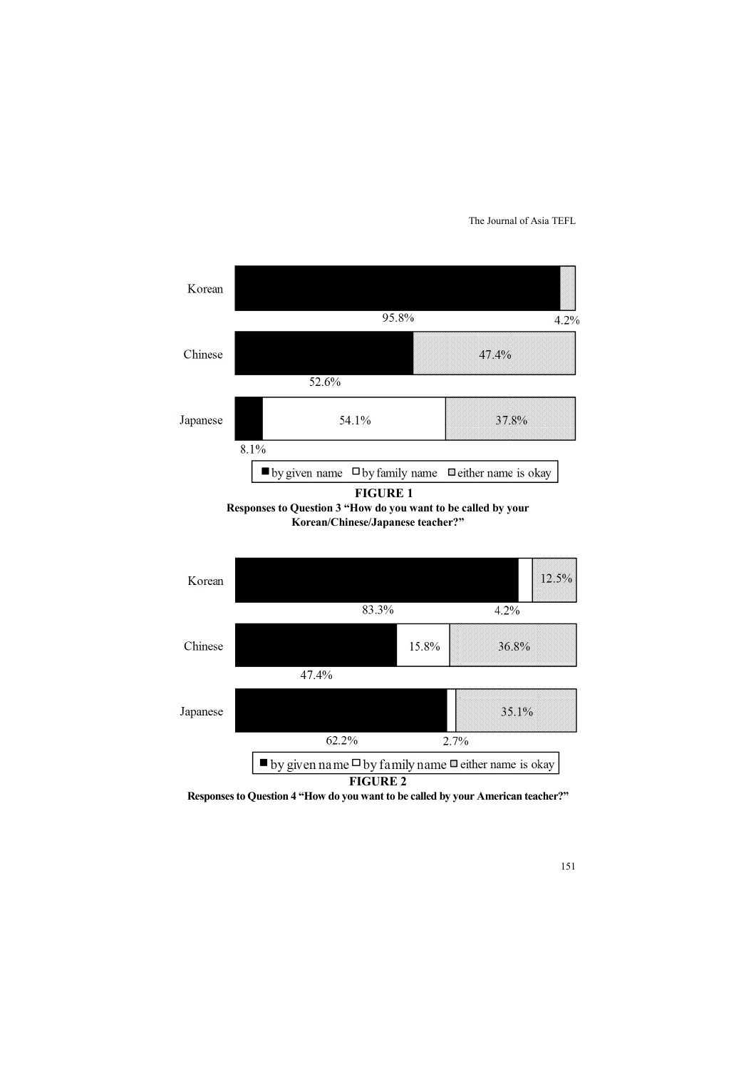| | by given name | by family name | either name is okay |
|---|---|---|---|
| Korean | 95.8% | | 4.2% |
| Chinese | 52.6% | | 47.4% |
| Japanese | 8.1% | 54.1% | 37.8% |

**FIGURE 1**

**Responses to Question 3 "How do you want to be called by your Korean/Chinese/Japanese teacher?"**

| | by given name | by family name | either name is okay |
|---|---|---|---|
| Korean | 83.3% | 4.2% | 12.5% |
| Chinese | 47.4% | 15.8% | 36.8% |
| Japanese | 62.2% | 2.7% | 35.1% |

**FIGURE 2**

**Responses to Question 4 "How do you want to be called by your American teacher?"**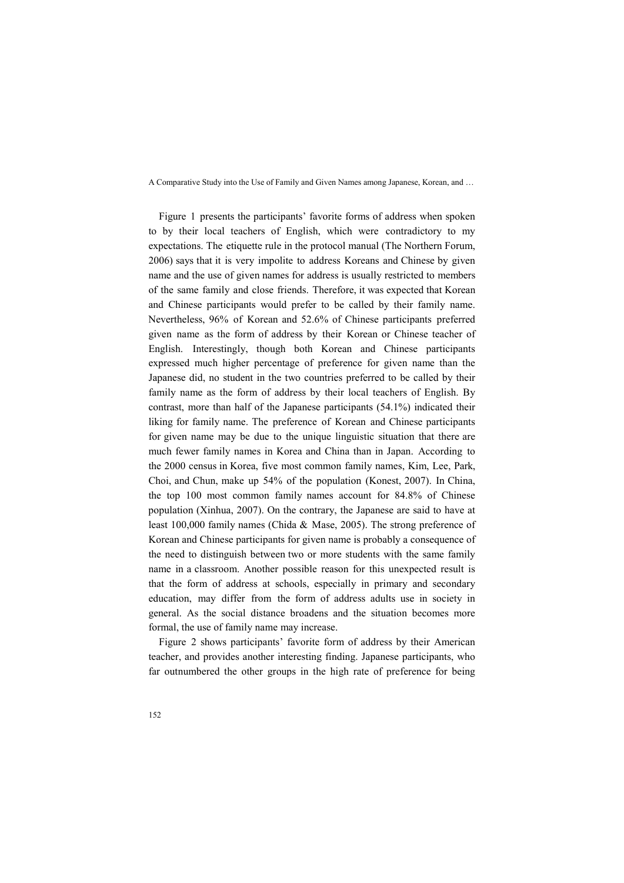Figure 1 presents the participants' favorite forms of address when spoken to by their local teachers of English, which were contradictory to my expectations. The etiquette rule in the protocol manual (The Northern Forum, 2006) says that it is very impolite to address Koreans and Chinese by given name and the use of given names for address is usually restricted to members of the same family and close friends. Therefore, it was expected that Korean and Chinese participants would prefer to be called by their family name. Nevertheless, 96% of Korean and 52.6% of Chinese participants preferred given name as the form of address by their Korean or Chinese teacher of English. Interestingly, though both Korean and Chinese participants expressed much higher percentage of preference for given name than the Japanese did, no student in the two countries preferred to be called by their family name as the form of address by their local teachers of English. By contrast, more than half of the Japanese participants (54.1%) indicated their liking for family name. The preference of Korean and Chinese participants for given name may be due to the unique linguistic situation that there are much fewer family names in Korea and China than in Japan. According to the 2000 census in Korea, five most common family names, Kim, Lee, Park, Choi, and Chun, make up 54% of the population (Konest, 2007). In China, the top 100 most common family names account for 84.8% of Chinese population (Xinhua, 2007). On the contrary, the Japanese are said to have at least 100,000 family names (Chida & Mase, 2005). The strong preference of Korean and Chinese participants for given name is probably a consequence of the need to distinguish between two or more students with the same family name in a classroom. Another possible reason for this unexpected result is that the form of address at schools, especially in primary and secondary education, may differ from the form of address adults use in society in general. As the social distance broadens and the situation becomes more formal, the use of family name may increase.

Figure 2 shows participants' favorite form of address by their American teacher, and provides another interesting finding. Japanese participants, who far outnumbered the other groups in the high rate of preference for being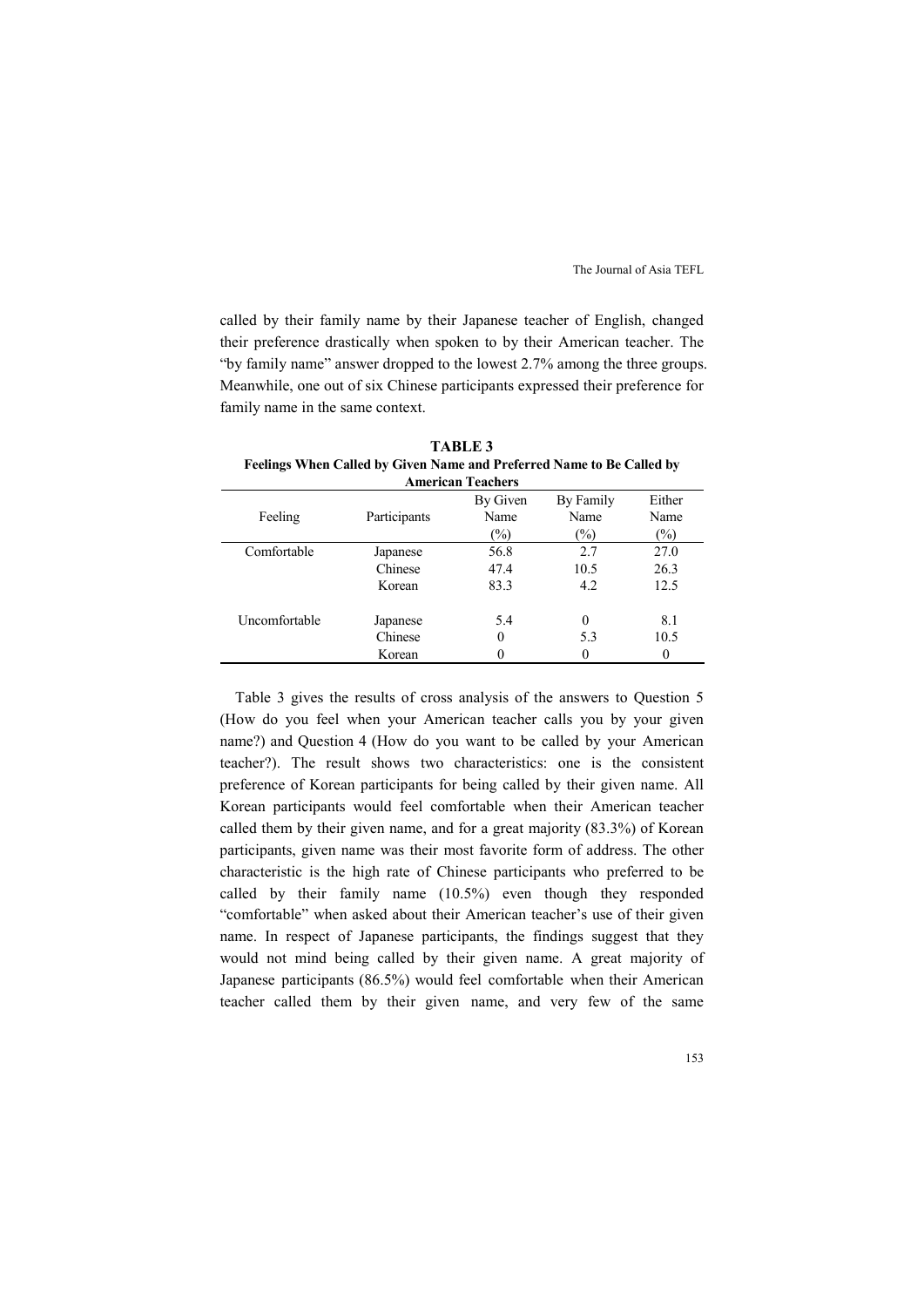called by their family name by their Japanese teacher of English, changed their preference drastically when spoken to by their American teacher. The "by family name" answer dropped to the lowest 2.7% among the three groups. Meanwhile, one out of six Chinese participants expressed their preference for family name in the same context.

**TABLE 3**
**Feelings When Called by Given Name and Preferred Name to Be Called by American Teachers**

| Feeling | Participants | By Given Name (%) | By Family Name (%) | Either Name (%) |
|---|---|---|---|---|
| Comfortable | Japanese | 56.8 | 2.7 | 27.0 |
| | Chinese | 47.4 | 10.5 | 26.3 |
| | Korean | 83.3 | 4.2 | 12.5 |
| Uncomfortable | Japanese | 5.4 | 0 | 8.1 |
| | Chinese | 0 | 5.3 | 10.5 |
| | Korean | 0 | 0 | 0 |

Table 3 gives the results of cross analysis of the answers to Question 5 (How do you feel when your American teacher calls you by your given name?) and Question 4 (How do you want to be called by your American teacher?). The result shows two characteristics: one is the consistent preference of Korean participants for being called by their given name. All Korean participants would feel comfortable when their American teacher called them by their given name, and for a great majority (83.3%) of Korean participants, given name was their most favorite form of address. The other characteristic is the high rate of Chinese participants who preferred to be called by their family name (10.5%) even though they responded "comfortable" when asked about their American teacher's use of their given name. In respect of Japanese participants, the findings suggest that they would not mind being called by their given name. A great majority of Japanese participants (86.5%) would feel comfortable when their American teacher called them by their given name, and very few of the same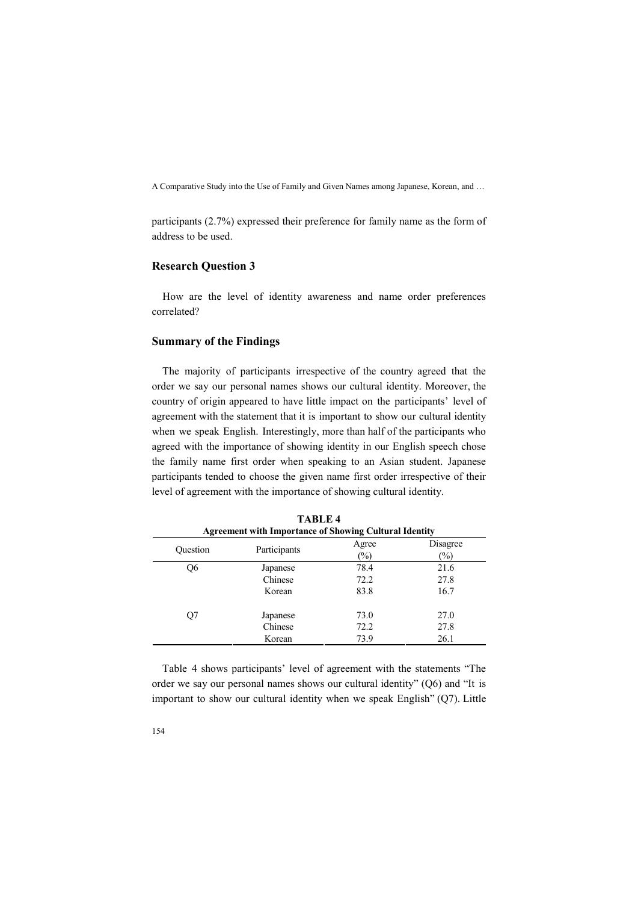participants (2.7%) expressed their preference for family name as the form of address to be used.

## Research Question 3

How are the level of identity awareness and name order preferences correlated?

## Summary of the Findings

The majority of participants irrespective of the country agreed that the order we say our personal names shows our cultural identity. Moreover, the country of origin appeared to have little impact on the participants' level of agreement with the statement that it is important to show our cultural identity when we speak English. Interestingly, more than half of the participants who agreed with the importance of showing identity in our English speech chose the family name first order when speaking to an Asian student. Japanese participants tended to choose the given name first order irrespective of their level of agreement with the importance of showing cultural identity.

**TABLE 4**
**Agreement with Importance of Showing Cultural Identity**

| Question | Participants | Agree (%) | Disagree (%) |
|---|---|---|---|
| Q6 | Japanese | 78.4 | 21.6 |
| | Chinese | 72.2 | 27.8 |
| | Korean | 83.8 | 16.7 |
| Q7 | Japanese | 73.0 | 27.0 |
| | Chinese | 72.2 | 27.8 |
| | Korean | 73.9 | 26.1 |

Table 4 shows participants' level of agreement with the statements "The order we say our personal names shows our cultural identity" (Q6) and "It is important to show our cultural identity when we speak English" (Q7). Little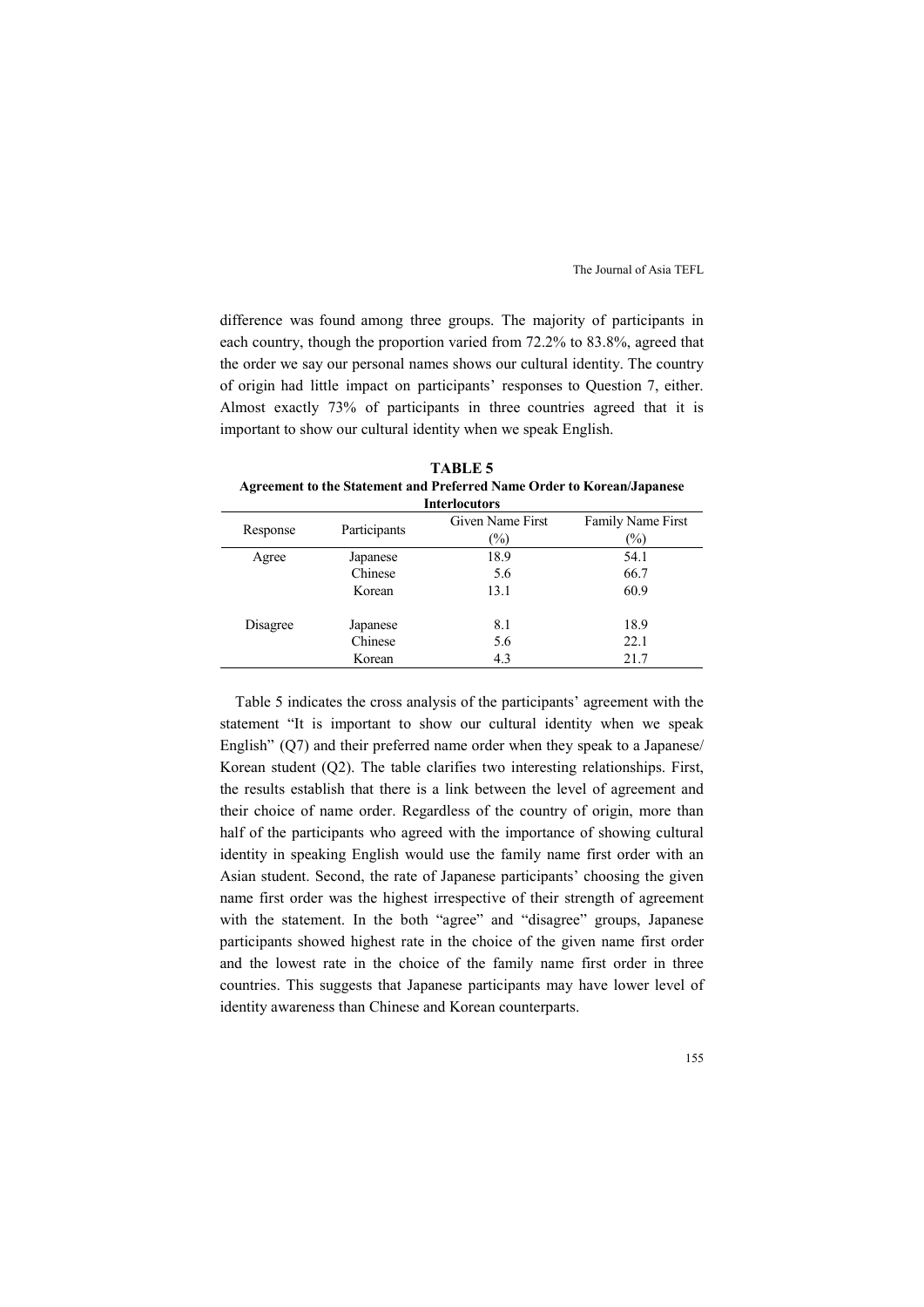difference was found among three groups. The majority of participants in each country, though the proportion varied from 72.2% to 83.8%, agreed that the order we say our personal names shows our cultural identity. The country of origin had little impact on participants' responses to Question 7, either. Almost exactly 73% of participants in three countries agreed that it is important to show our cultural identity when we speak English.

**TABLE 5**
**Agreement to the Statement and Preferred Name Order to Korean/Japanese Interlocutors**

| Response | Participants | Given Name First (%) | Family Name First (%) |
|---|---|---|---|
| Agree | Japanese | 18.9 | 54.1 |
| | Chinese | 5.6 | 66.7 |
| | Korean | 13.1 | 60.9 |
| Disagree | Japanese | 8.1 | 18.9 |
| | Chinese | 5.6 | 22.1 |
| | Korean | 4.3 | 21.7 |

Table 5 indicates the cross analysis of the participants' agreement with the statement "It is important to show our cultural identity when we speak English" (Q7) and their preferred name order when they speak to a Japanese/ Korean student (Q2). The table clarifies two interesting relationships. First, the results establish that there is a link between the level of agreement and their choice of name order. Regardless of the country of origin, more than half of the participants who agreed with the importance of showing cultural identity in speaking English would use the family name first order with an Asian student. Second, the rate of Japanese participants' choosing the given name first order was the highest irrespective of their strength of agreement with the statement. In the both "agree" and "disagree" groups, Japanese participants showed highest rate in the choice of the given name first order and the lowest rate in the choice of the family name first order in three countries. This suggests that Japanese participants may have lower level of identity awareness than Chinese and Korean counterparts.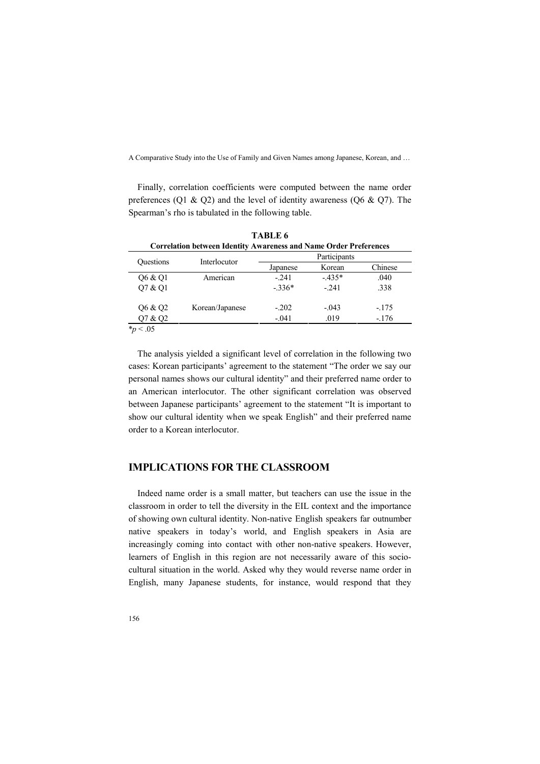Finally, correlation coefficients were computed between the name order preferences (Q1 & Q2) and the level of identity awareness (Q6 & Q7). The Spearman's rho is tabulated in the following table.

**TABLE 6**
**Correlation between Identity Awareness and Name Order Preferences**

| Questions | Interlocutor | Participants | | |
|---|---|---|---|---|
| | | Japanese | Korean | Chinese |
| Q6 & Q1 | American | -.241 | -.435* | .040 |
| Q7 & Q1 | | -.336* | -.241 | .338 |
| Q6 & Q2 | Korean/Japanese | -.202 | -.043 | -.175 |
| Q7 & Q2 | | -.041 | .019 | -.176 |

*$p < .05$

The analysis yielded a significant level of correlation in the following two cases: Korean participants' agreement to the statement "The order we say our personal names shows our cultural identity" and their preferred name order to an American interlocutor. The other significant correlation was observed between Japanese participants' agreement to the statement "It is important to show our cultural identity when we speak English" and their preferred name order to a Korean interlocutor.

## IMPLICATIONS FOR THE CLASSROOM

Indeed name order is a small matter, but teachers can use the issue in the classroom in order to tell the diversity in the EIL context and the importance of showing own cultural identity. Non-native English speakers far outnumber native speakers in today's world, and English speakers in Asia are increasingly coming into contact with other non-native speakers. However, learners of English in this region are not necessarily aware of this socio-cultural situation in the world. Asked why they would reverse name order in English, many Japanese students, for instance, would respond that they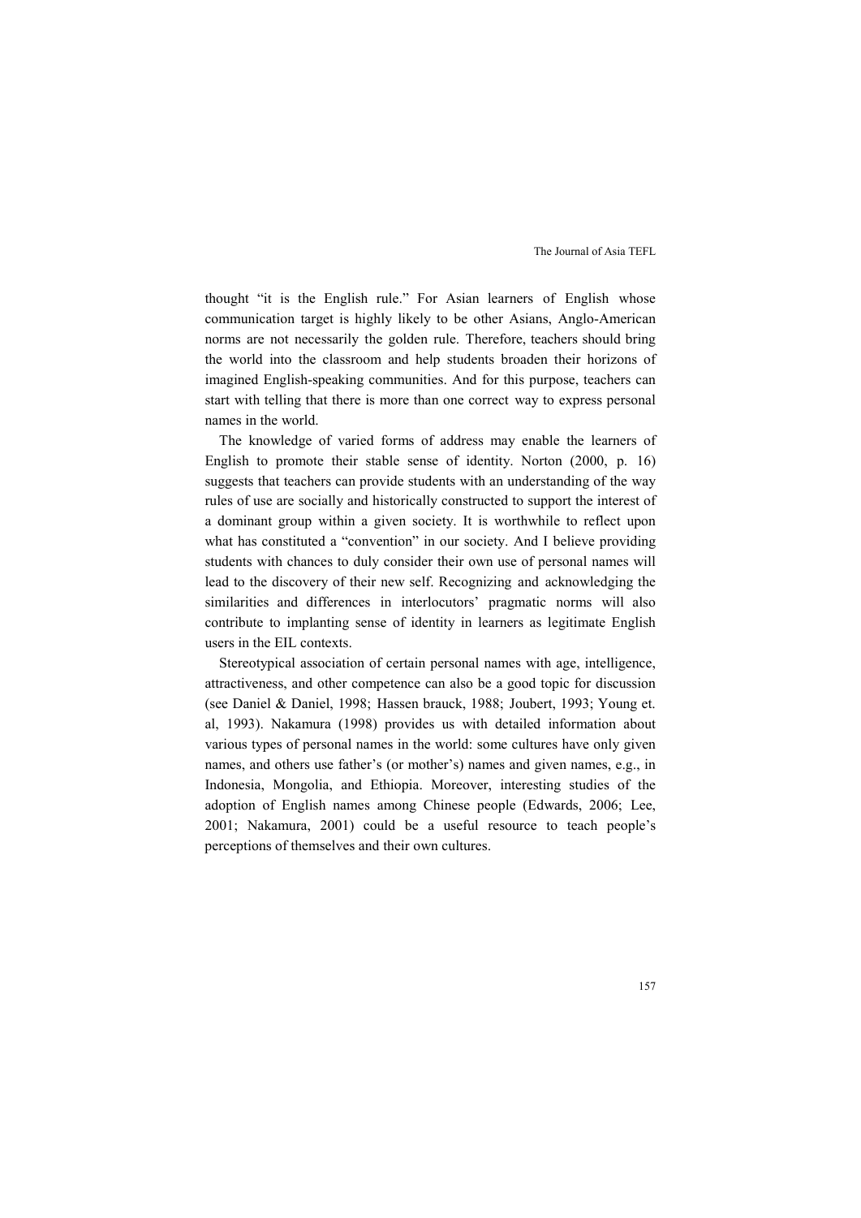thought "it is the English rule." For Asian learners of English whose communication target is highly likely to be other Asians, Anglo-American norms are not necessarily the golden rule. Therefore, teachers should bring the world into the classroom and help students broaden their horizons of imagined English-speaking communities. And for this purpose, teachers can start with telling that there is more than one correct way to express personal names in the world.

The knowledge of varied forms of address may enable the learners of English to promote their stable sense of identity. Norton (2000, p. 16) suggests that teachers can provide students with an understanding of the way rules of use are socially and historically constructed to support the interest of a dominant group within a given society. It is worthwhile to reflect upon what has constituted a "convention" in our society. And I believe providing students with chances to duly consider their own use of personal names will lead to the discovery of their new self. Recognizing and acknowledging the similarities and differences in interlocutors' pragmatic norms will also contribute to implanting sense of identity in learners as legitimate English users in the EIL contexts.

Stereotypical association of certain personal names with age, intelligence, attractiveness, and other competence can also be a good topic for discussion (see Daniel & Daniel, 1998; Hassen brauck, 1988; Joubert, 1993; Young et. al, 1993). Nakamura (1998) provides us with detailed information about various types of personal names in the world: some cultures have only given names, and others use father's (or mother's) names and given names, e.g., in Indonesia, Mongolia, and Ethiopia. Moreover, interesting studies of the adoption of English names among Chinese people (Edwards, 2006; Lee, 2001; Nakamura, 2001) could be a useful resource to teach people's perceptions of themselves and their own cultures.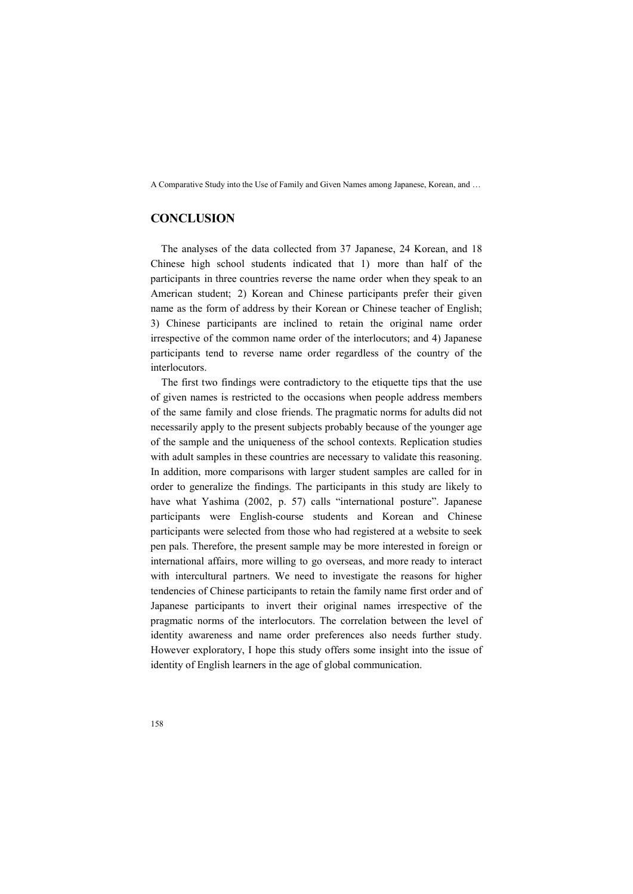## CONCLUSION

The analyses of the data collected from 37 Japanese, 24 Korean, and 18 Chinese high school students indicated that 1) more than half of the participants in three countries reverse the name order when they speak to an American student; 2) Korean and Chinese participants prefer their given name as the form of address by their Korean or Chinese teacher of English; 3) Chinese participants are inclined to retain the original name order irrespective of the common name order of the interlocutors; and 4) Japanese participants tend to reverse name order regardless of the country of the interlocutors.

The first two findings were contradictory to the etiquette tips that the use of given names is restricted to the occasions when people address members of the same family and close friends. The pragmatic norms for adults did not necessarily apply to the present subjects probably because of the younger age of the sample and the uniqueness of the school contexts. Replication studies with adult samples in these countries are necessary to validate this reasoning. In addition, more comparisons with larger student samples are called for in order to generalize the findings. The participants in this study are likely to have what Yashima (2002, p. 57) calls "international posture". Japanese participants were English-course students and Korean and Chinese participants were selected from those who had registered at a website to seek pen pals. Therefore, the present sample may be more interested in foreign or international affairs, more willing to go overseas, and more ready to interact with intercultural partners. We need to investigate the reasons for higher tendencies of Chinese participants to retain the family name first order and of Japanese participants to invert their original names irrespective of the pragmatic norms of the interlocutors. The correlation between the level of identity awareness and name order preferences also needs further study. However exploratory, I hope this study offers some insight into the issue of identity of English learners in the age of global communication.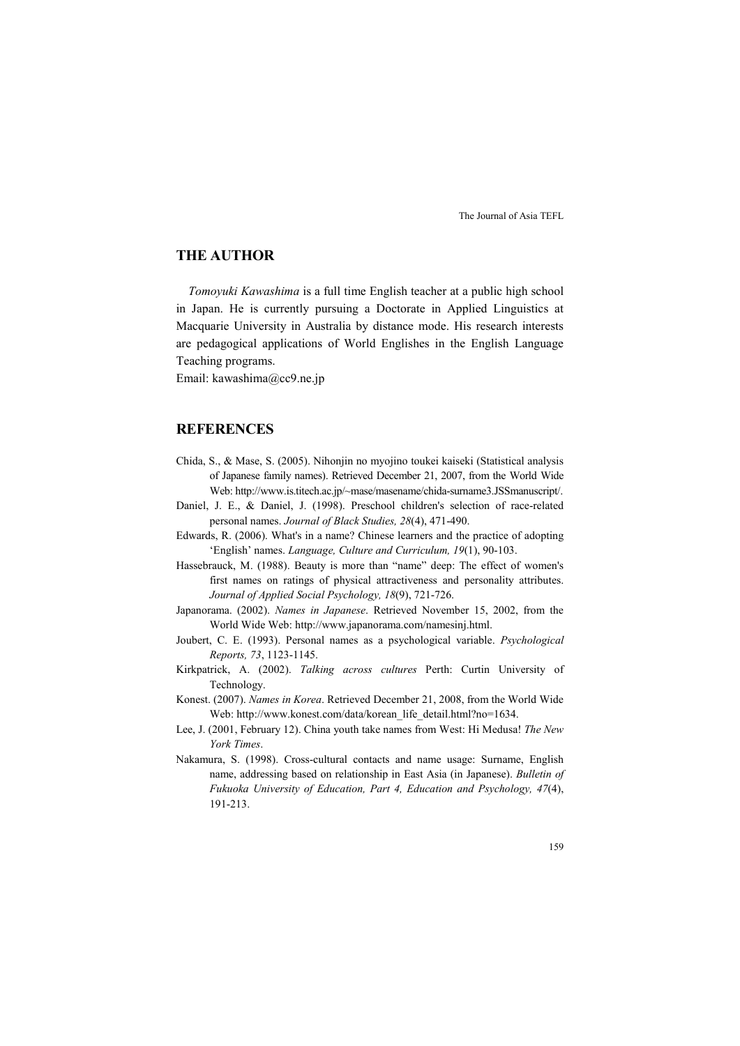## THE AUTHOR

*Tomoyuki Kawashima* is a full time English teacher at a public high school in Japan. He is currently pursuing a Doctorate in Applied Linguistics at Macquarie University in Australia by distance mode. His research interests are pedagogical applications of World Englishes in the English Language Teaching programs.

Email: kawashima@cc9.ne.jp

## REFERENCES

Chida, S., & Mase, S. (2005). Nihonjin no myojino toukei kaiseki (Statistical analysis of Japanese family names). Retrieved December 21, 2007, from the World Wide Web: http://www.is.titech.ac.jp/~mase/masename/chida-surname3.JSSmanuscript/.

Daniel, J. E., & Daniel, J. (1998). Preschool children's selection of race-related personal names. *Journal of Black Studies, 28*(4), 471-490.

Edwards, R. (2006). What's in a name? Chinese learners and the practice of adopting 'English' names. *Language, Culture and Curriculum, 19*(1), 90-103.

Hassebrauck, M. (1988). Beauty is more than "name" deep: The effect of women's first names on ratings of physical attractiveness and personality attributes. *Journal of Applied Social Psychology, 18*(9), 721-726.

Japanorama. (2002). *Names in Japanese*. Retrieved November 15, 2002, from the World Wide Web: http://www.japanorama.com/namesinj.html.

Joubert, C. E. (1993). Personal names as a psychological variable. *Psychological Reports, 73*, 1123-1145.

Kirkpatrick, A. (2002). *Talking across cultures* Perth: Curtin University of Technology.

Konest. (2007). *Names in Korea*. Retrieved December 21, 2008, from the World Wide Web: http://www.konest.com/data/korean_life_detail.html?no=1634.

Lee, J. (2001, February 12). China youth take names from West: Hi Medusa! *The New York Times*.

Nakamura, S. (1998). Cross-cultural contacts and name usage: Surname, English name, addressing based on relationship in East Asia (in Japanese). *Bulletin of Fukuoka University of Education, Part 4, Education and Psychology, 47*(4), 191-213.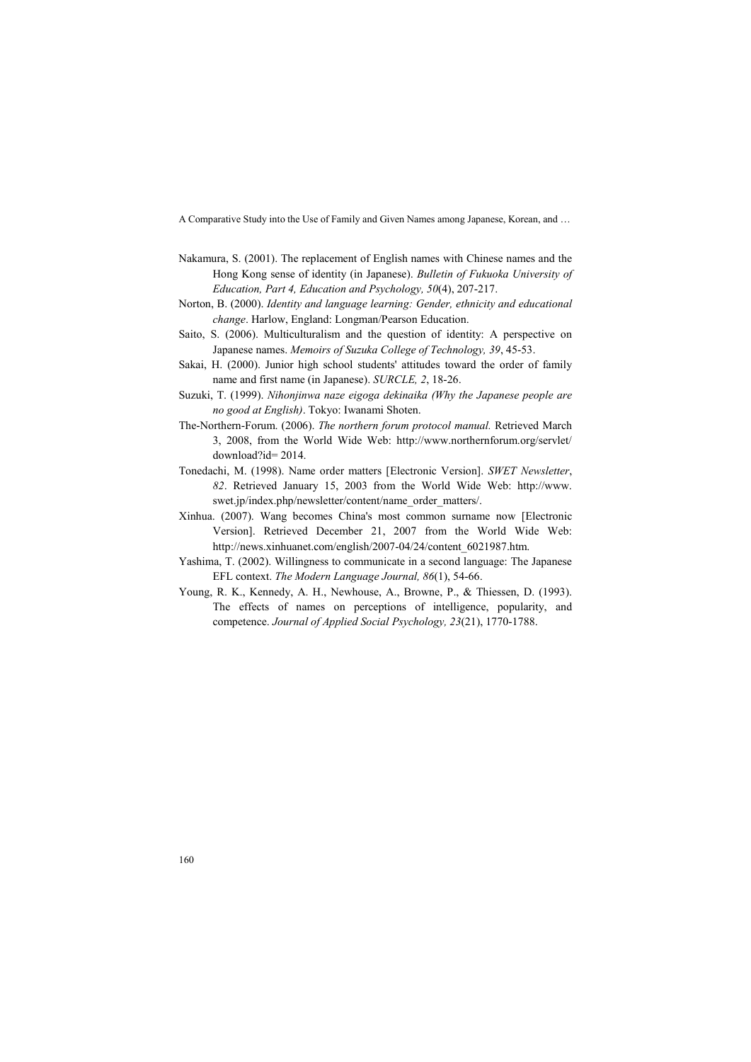Nakamura, S. (2001). The replacement of English names with Chinese names and the Hong Kong sense of identity (in Japanese). *Bulletin of Fukuoka University of Education, Part 4, Education and Psychology, 50*(4), 207-217.

Norton, B. (2000). *Identity and language learning: Gender, ethnicity and educational change*. Harlow, England: Longman/Pearson Education.

Saito, S. (2006). Multiculturalism and the question of identity: A perspective on Japanese names. *Memoirs of Suzuka College of Technology, 39*, 45-53.

Sakai, H. (2000). Junior high school students' attitudes toward the order of family name and first name (in Japanese). *SURCLE, 2*, 18-26.

Suzuki, T. (1999). *Nihonjinwa naze eigoga dekinaika (Why the Japanese people are no good at English)*. Tokyo: Iwanami Shoten.

The-Northern-Forum. (2006). *The northern forum protocol manual.* Retrieved March 3, 2008, from the World Wide Web: http://www.northernforum.org/servlet/download?id= 2014.

Tonedachi, M. (1998). Name order matters [Electronic Version]. *SWET Newsletter*, *82*. Retrieved January 15, 2003 from the World Wide Web: http://www.swet.jp/index.php/newsletter/content/name_order_matters/.

Xinhua. (2007). Wang becomes China's most common surname now [Electronic Version]. Retrieved December 21, 2007 from the World Wide Web: http://news.xinhuanet.com/english/2007-04/24/content_6021987.htm.

Yashima, T. (2002). Willingness to communicate in a second language: The Japanese EFL context. *The Modern Language Journal, 86*(1), 54-66.

Young, R. K., Kennedy, A. H., Newhouse, A., Browne, P., & Thiessen, D. (1993). The effects of names on perceptions of intelligence, popularity, and competence. *Journal of Applied Social Psychology, 23*(21), 1770-1788.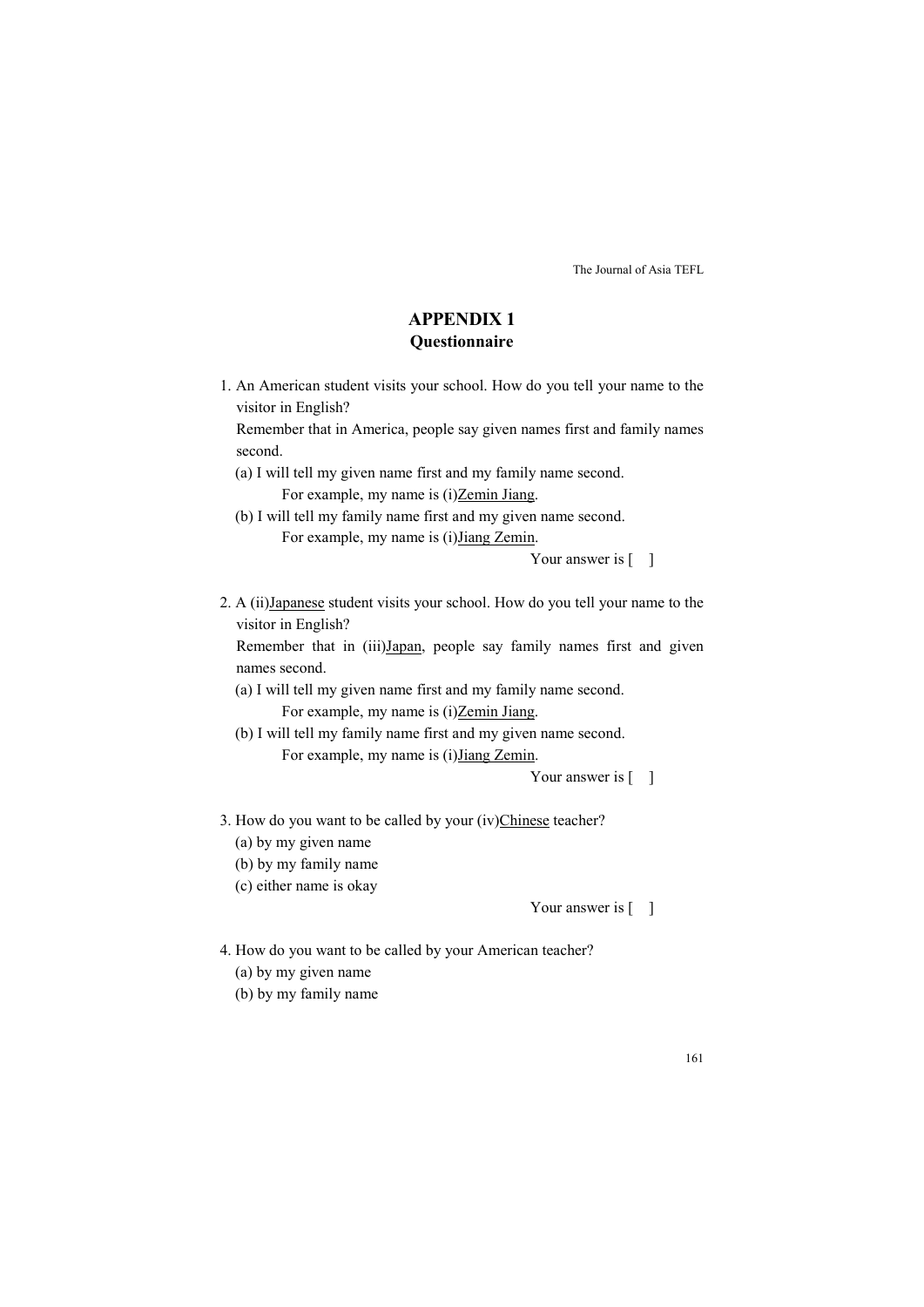# APPENDIX 1
## Questionnaire

1. An American student visits your school. How do you tell your name to the visitor in English?

   Remember that in America, people say given names first and family names second.

   (a) I will tell my given name first and my family name second.
   
   For example, my name is (i)<u>Zemin Jiang</u>.
   
   (b) I will tell my family name first and my given name second.
   
   For example, my name is (i)<u>Jiang Zemin</u>.

   Your answer is [ ]

2. A (ii)<u>Japanese</u> student visits your school. How do you tell your name to the visitor in English?

   Remember that in (iii)<u>Japan</u>, people say family names first and given names second.

   (a) I will tell my given name first and my family name second.
   
   For example, my name is (i)<u>Zemin Jiang</u>.
   
   (b) I will tell my family name first and my given name second.
   
   For example, my name is (i)<u>Jiang Zemin</u>.

   Your answer is [ ]

3. How do you want to be called by your (iv)<u>Chinese</u> teacher?

   (a) by my given name
   
   (b) by my family name
   
   (c) either name is okay

   Your answer is [ ]

4. How do you want to be called by your American teacher?

   (a) by my given name
   
   (b) by my family name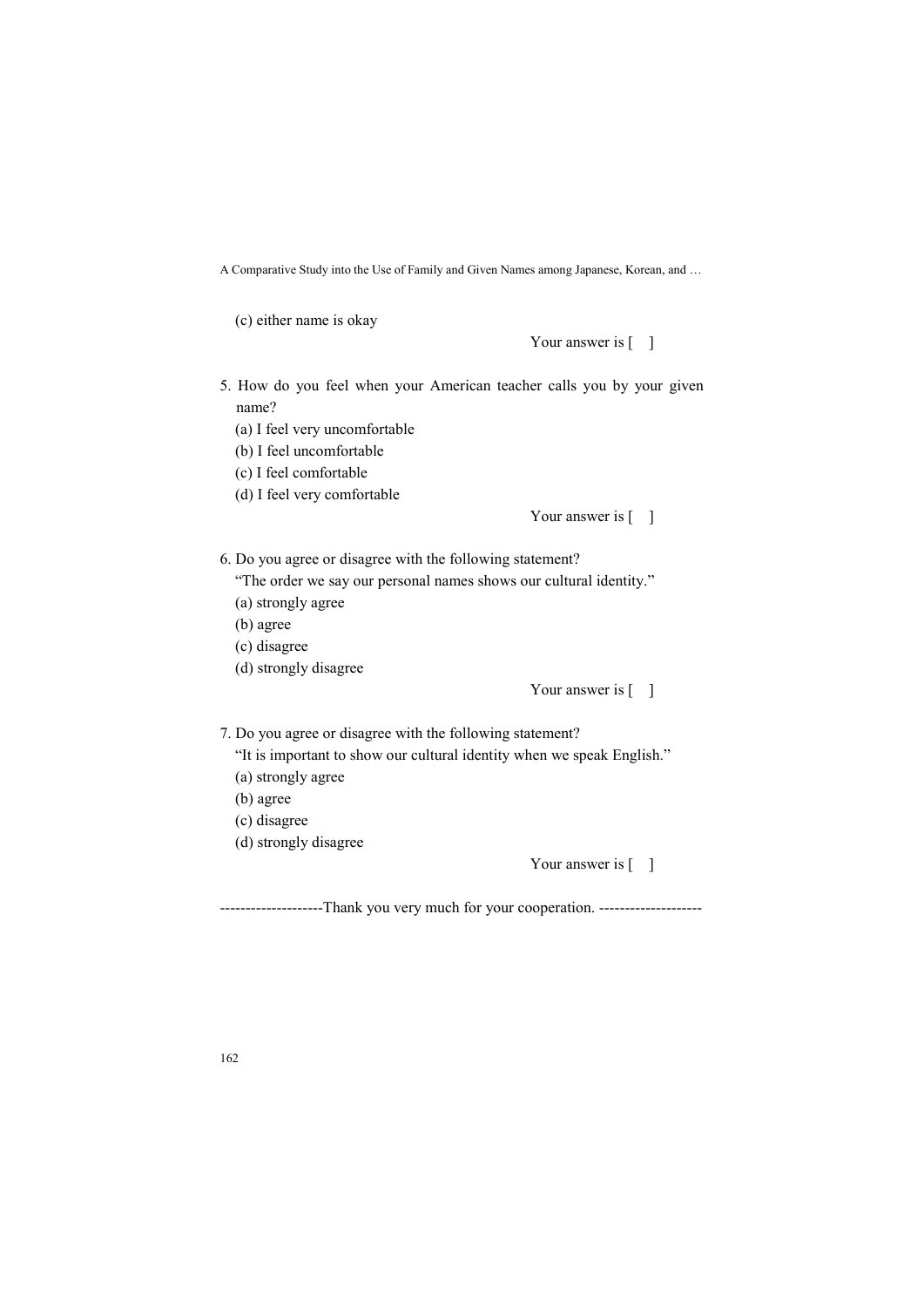(c) either name is okay

Your answer is [ ]

5. How do you feel when your American teacher calls you by your given name?
   (a) I feel very uncomfortable
   (b) I feel uncomfortable
   (c) I feel comfortable
   (d) I feel very comfortable

Your answer is [ ]

6. Do you agree or disagree with the following statement?
   "The order we say our personal names shows our cultural identity."
   (a) strongly agree
   (b) agree
   (c) disagree
   (d) strongly disagree

Your answer is [ ]

7. Do you agree or disagree with the following statement?
   "It is important to show our cultural identity when we speak English."
   (a) strongly agree
   (b) agree
   (c) disagree
   (d) strongly disagree

Your answer is [ ]

-------------------Thank you very much for your cooperation. --------------------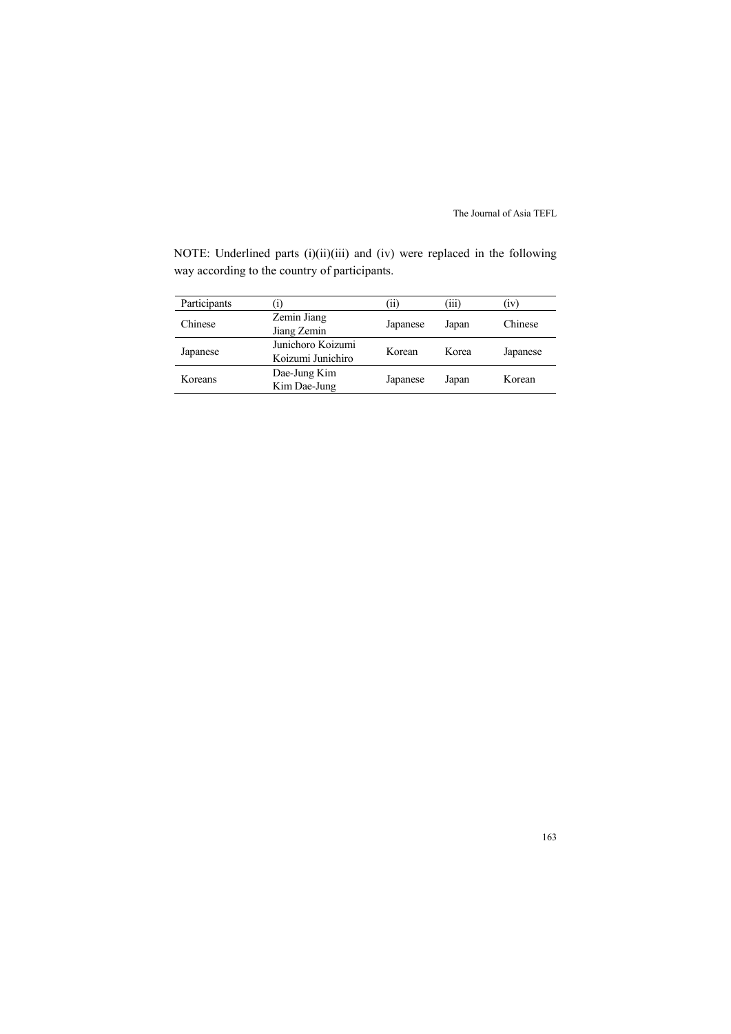NOTE: Underlined parts (i)(ii)(iii) and (iv) were replaced in the following way according to the country of participants.

| Participants | (i) | (ii) | (iii) | (iv) |
|---|---|---|---|---|
| Chinese | Zemin Jiang<br>Jiang Zemin | Japanese | Japan | Chinese |
| Japanese | Junichoro Koizumi<br>Koizumi Junichiro | Korean | Korea | Japanese |
| Koreans | Dae-Jung Kim<br>Kim Dae-Jung | Japanese | Japan | Korean |